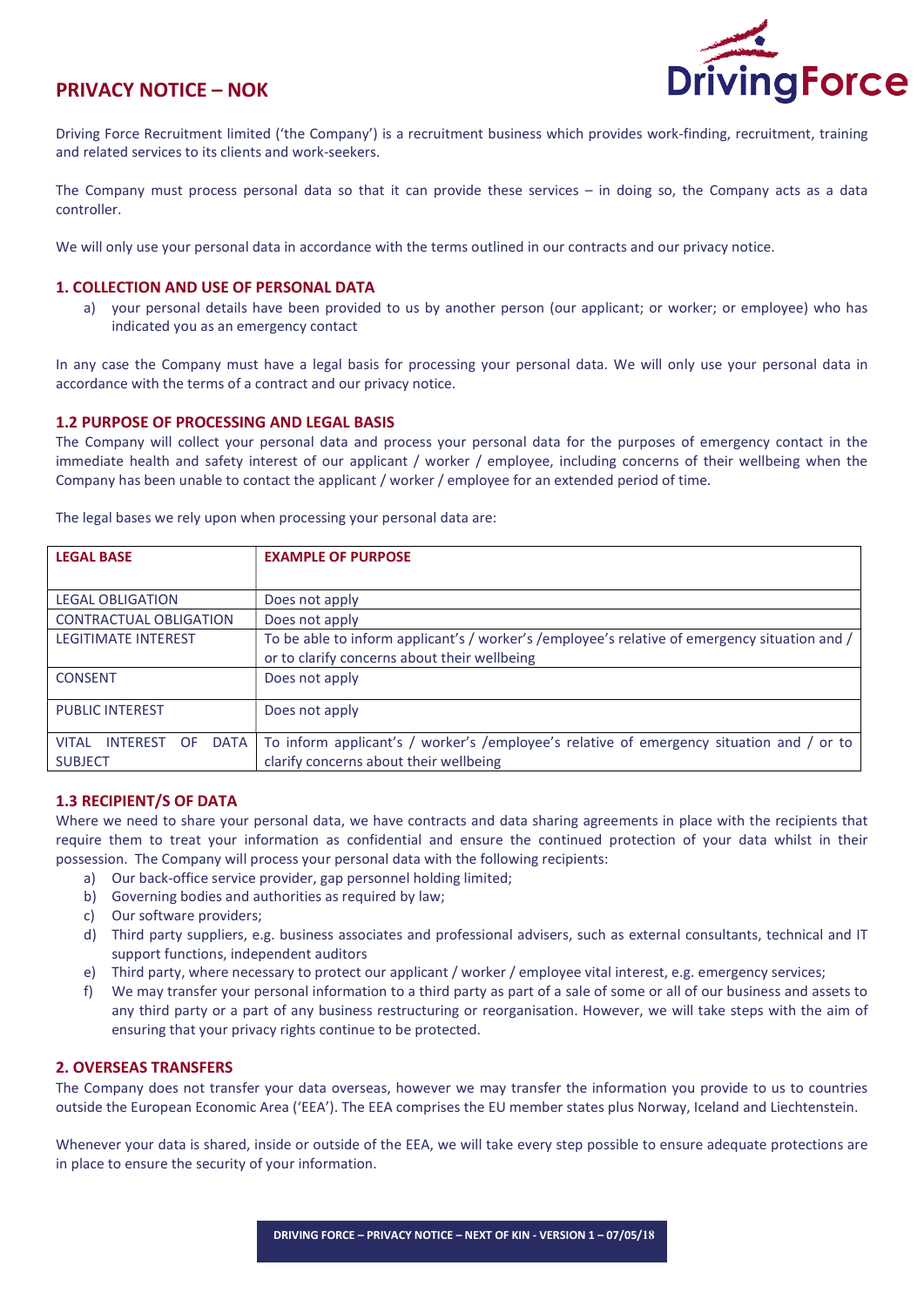# PRIVACY NOTICE – NOK

Driving Force Recruitment limited ('the Company') is a recruitment business which provides work-finding, recruitment, training and related services to its clients and work-seekers.

The Company must process personal data so that it can provide these services – in doing so, the Company acts as a data controller.

We will only use your personal data in accordance with the terms outlined in our contracts and our privacy notice.

## 1. COLLECTION AND USE OF PERSONAL DATA

a) your personal details have been provided to us by another person (our applicant; or worker; or employee) who has indicated you as an emergency contact

In any case the Company must have a legal basis for processing your personal data. We will only use your personal data in accordance with the terms of a contract and our privacy notice.

### 1.2 PURPOSE OF PROCESSING AND LEGAL BASIS

The Company will collect your personal data and process your personal data for the purposes of emergency contact in the immediate health and safety interest of our applicant / worker / employee, including concerns of their wellbeing when the Company has been unable to contact the applicant / worker / employee for an extended period of time.

The legal bases we rely upon when processing your personal data are:

| LEGAL BASE | EXAMPLE OF PURPOSE |
|---|---|
| LEGAL OBLIGATION | Does not apply |
| CONTRACTUAL OBLIGATION | Does not apply |
| LEGITIMATE INTEREST | To be able to inform applicant's / worker's /employee's relative of emergency situation and / or to clarify concerns about their wellbeing |
| CONSENT | Does not apply |
| PUBLIC INTEREST | Does not apply |
| VITAL INTEREST OF DATA SUBJECT | To inform applicant's / worker's /employee's relative of emergency situation and / or to clarify concerns about their wellbeing |

### 1.3 RECIPIENT/S OF DATA

Where we need to share your personal data, we have contracts and data sharing agreements in place with the recipients that require them to treat your information as confidential and ensure the continued protection of your data whilst in their possession. The Company will process your personal data with the following recipients:

a) Our back-office service provider, gap personnel holding limited;
b) Governing bodies and authorities as required by law;
c) Our software providers;
d) Third party suppliers, e.g. business associates and professional advisers, such as external consultants, technical and IT support functions, independent auditors
e) Third party, where necessary to protect our applicant / worker / employee vital interest, e.g. emergency services;
f) We may transfer your personal information to a third party as part of a sale of some or all of our business and assets to any third party or a part of any business restructuring or reorganisation. However, we will take steps with the aim of ensuring that your privacy rights continue to be protected.

## 2. OVERSEAS TRANSFERS

The Company does not transfer your data overseas, however we may transfer the information you provide to us to countries outside the European Economic Area ('EEA'). The EEA comprises the EU member states plus Norway, Iceland and Liechtenstein.

Whenever your data is shared, inside or outside of the EEA, we will take every step possible to ensure adequate protections are in place to ensure the security of your information.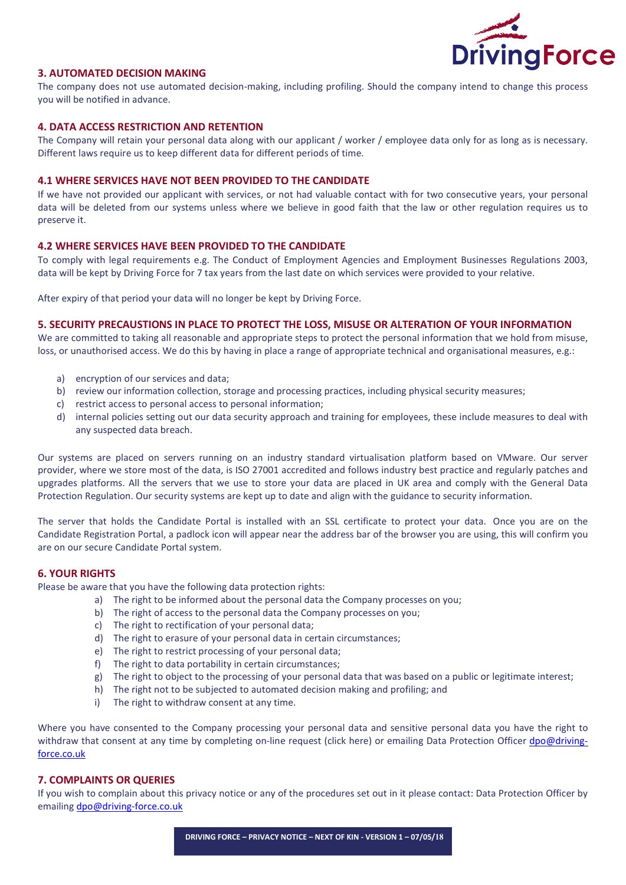### 3. AUTOMATED DECISION MAKING

The company does not use automated decision-making, including profiling. Should the company intend to change this process you will be notified in advance.

### 4. DATA ACCESS RESTRICTION AND RETENTION

The Company will retain your personal data along with our applicant / worker / employee data only for as long as is necessary. Different laws require us to keep different data for different periods of time.

### 4.1 WHERE SERVICES HAVE NOT BEEN PROVIDED TO THE CANDIDATE

If we have not provided our applicant with services, or not had valuable contact with for two consecutive years, your personal data will be deleted from our systems unless where we believe in good faith that the law or other regulation requires us to preserve it.

### 4.2 WHERE SERVICES HAVE BEEN PROVIDED TO THE CANDIDATE

To comply with legal requirements e.g. The Conduct of Employment Agencies and Employment Businesses Regulations 2003, data will be kept by Driving Force for 7 tax years from the last date on which services were provided to your relative.

After expiry of that period your data will no longer be kept by Driving Force.

### 5. SECURITY PRECAUSTIONS IN PLACE TO PROTECT THE LOSS, MISUSE OR ALTERATION OF YOUR INFORMATION

We are committed to taking all reasonable and appropriate steps to protect the personal information that we hold from misuse, loss, or unauthorised access. We do this by having in place a range of appropriate technical and organisational measures, e.g.:

a) encryption of our services and data;
b) review our information collection, storage and processing practices, including physical security measures;
c) restrict access to personal access to personal information;
d) internal policies setting out our data security approach and training for employees, these include measures to deal with any suspected data breach.

Our systems are placed on servers running on an industry standard virtualisation platform based on VMware. Our server provider, where we store most of the data, is ISO 27001 accredited and follows industry best practice and regularly patches and upgrades platforms. All the servers that we use to store your data are placed in UK area and comply with the General Data Protection Regulation. Our security systems are kept up to date and align with the guidance to security information.

The server that holds the Candidate Portal is installed with an SSL certificate to protect your data. Once you are on the Candidate Registration Portal, a padlock icon will appear near the address bar of the browser you are using, this will confirm you are on our secure Candidate Portal system.

### 6. YOUR RIGHTS

Please be aware that you have the following data protection rights:

a) The right to be informed about the personal data the Company processes on you;
b) The right of access to the personal data the Company processes on you;
c) The right to rectification of your personal data;
d) The right to erasure of your personal data in certain circumstances;
e) The right to restrict processing of your personal data;
f) The right to data portability in certain circumstances;
g) The right to object to the processing of your personal data that was based on a public or legitimate interest;
h) The right not to be subjected to automated decision making and profiling; and
i) The right to withdraw consent at any time.

Where you have consented to the Company processing your personal data and sensitive personal data you have the right to withdraw that consent at any time by completing on-line request (click here) or emailing Data Protection Officer dpo@driving-force.co.uk

### 7. COMPLAINTS OR QUERIES

If you wish to complain about this privacy notice or any of the procedures set out in it please contact: Data Protection Officer by emailing dpo@driving-force.co.uk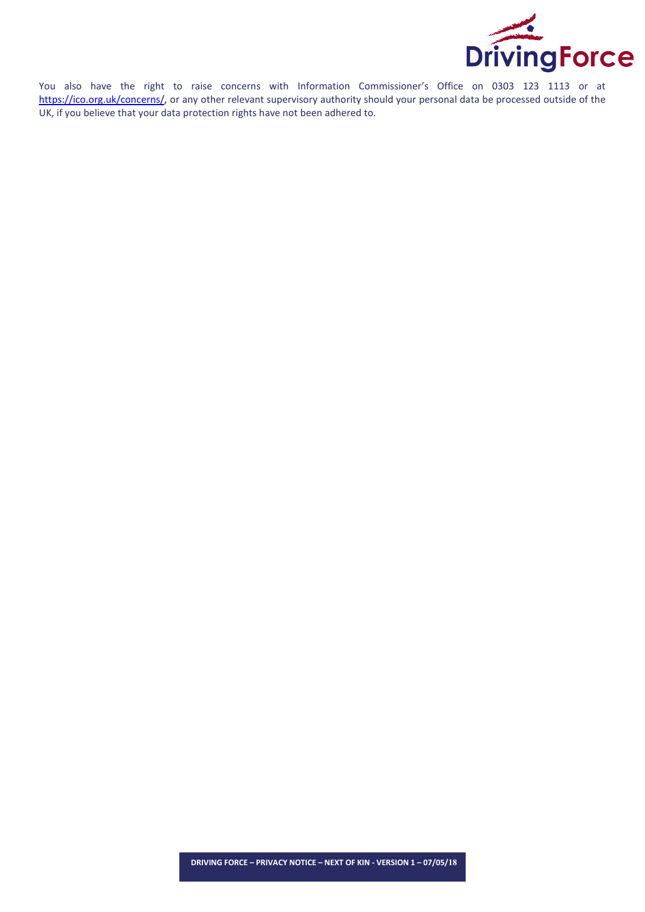You also have the right to raise concerns with Information Commissioner's Office on 0303 123 1113 or at https://ico.org.uk/concerns/, or any other relevant supervisory authority should your personal data be processed outside of the UK, if you believe that your data protection rights have not been adhered to.